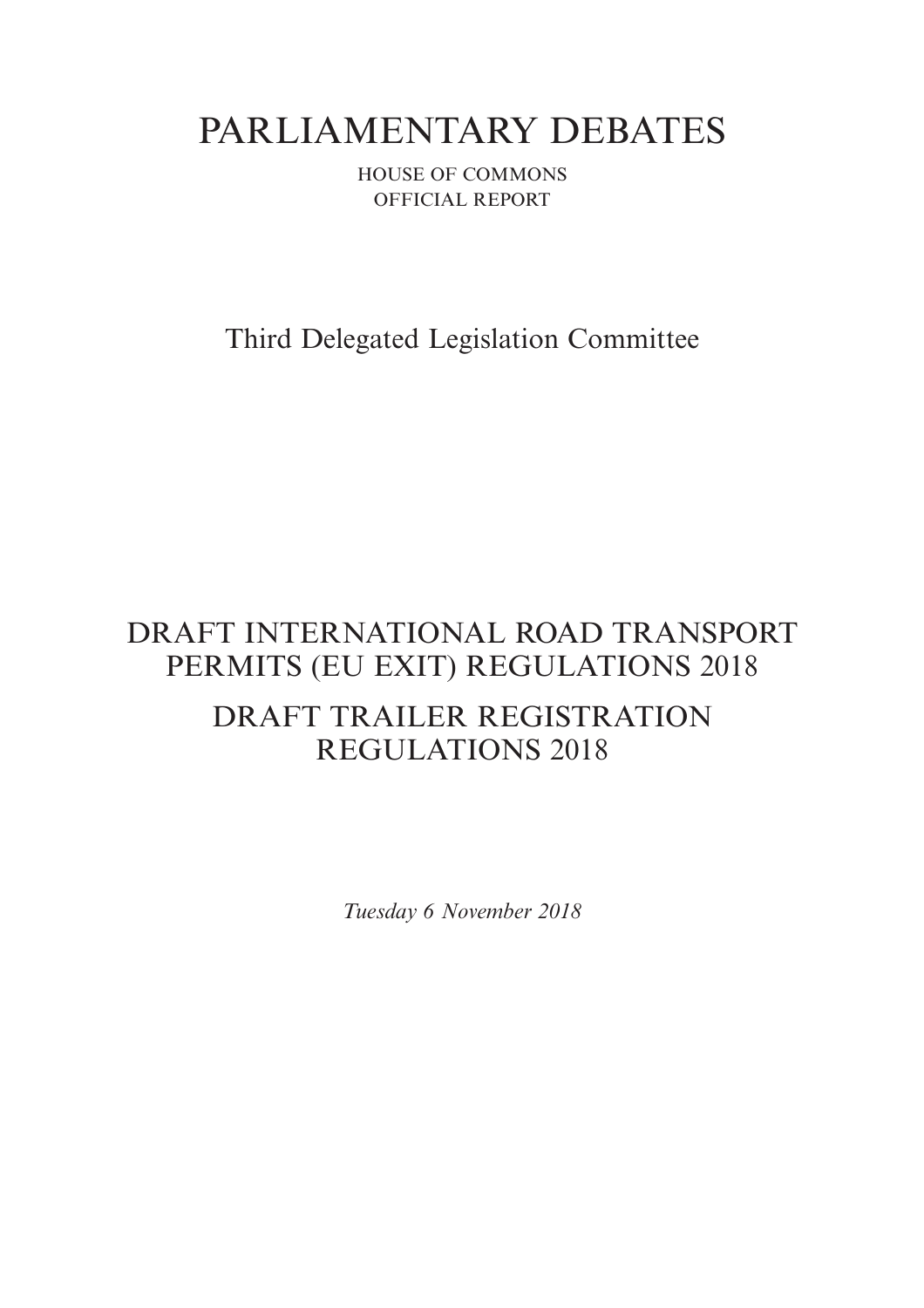# PARLIAMENTARY DEBATES

HOUSE OF COMMONS
OFFICIAL REPORT

Third Delegated Legislation Committee

## DRAFT INTERNATIONAL ROAD TRANSPORT PERMITS (EU EXIT) REGULATIONS 2018

## DRAFT TRAILER REGISTRATION REGULATIONS 2018

*Tuesday 6 November 2018*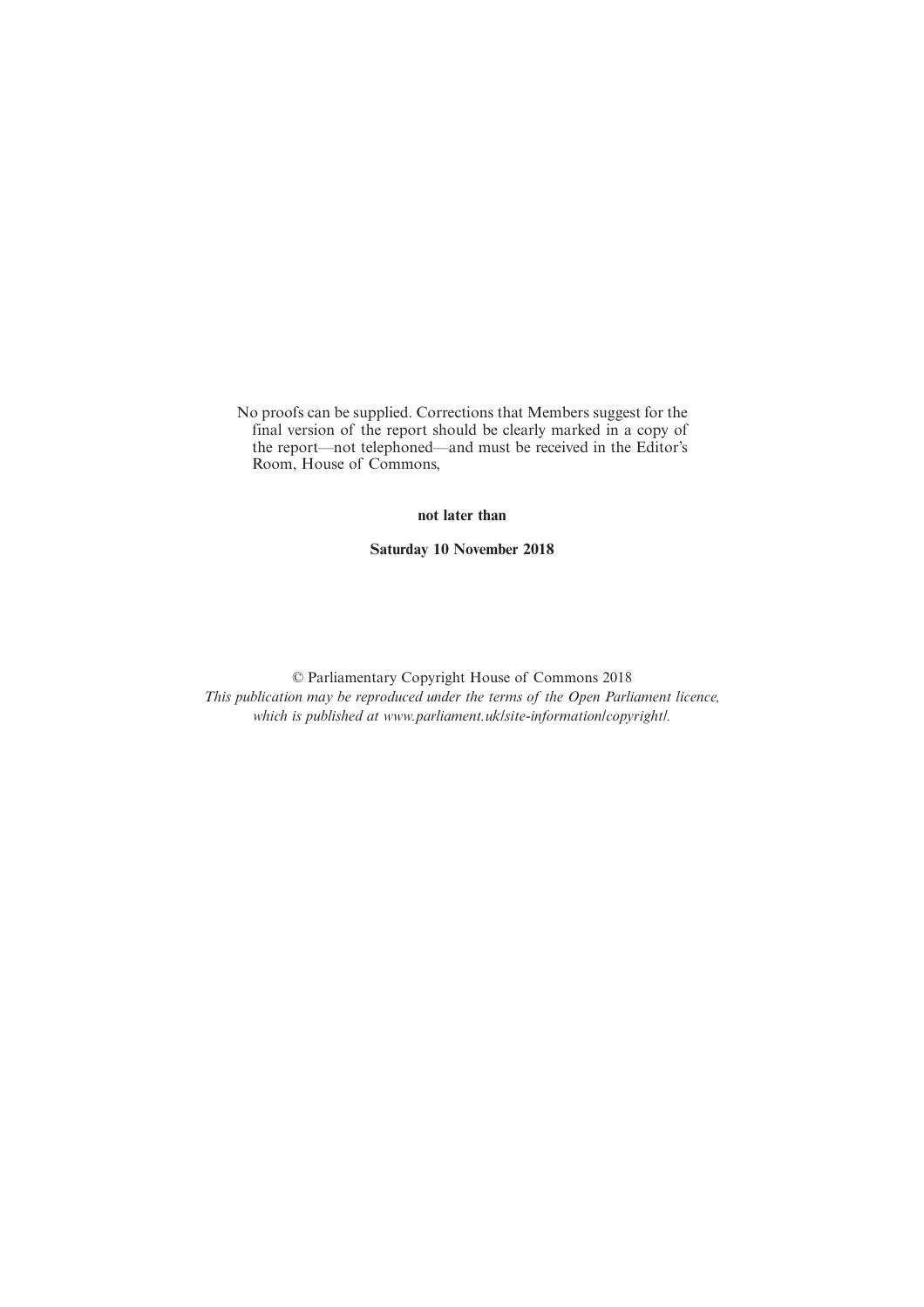No proofs can be supplied. Corrections that Members suggest for the final version of the report should be clearly marked in a copy of the report—not telephoned—and must be received in the Editor's Room, House of Commons,

**not later than**

**Saturday 10 November 2018**

© Parliamentary Copyright House of Commons 2018

*This publication may be reproduced under the terms of the Open Parliament licence, which is published at www.parliament.uk/site-information/copyright/.*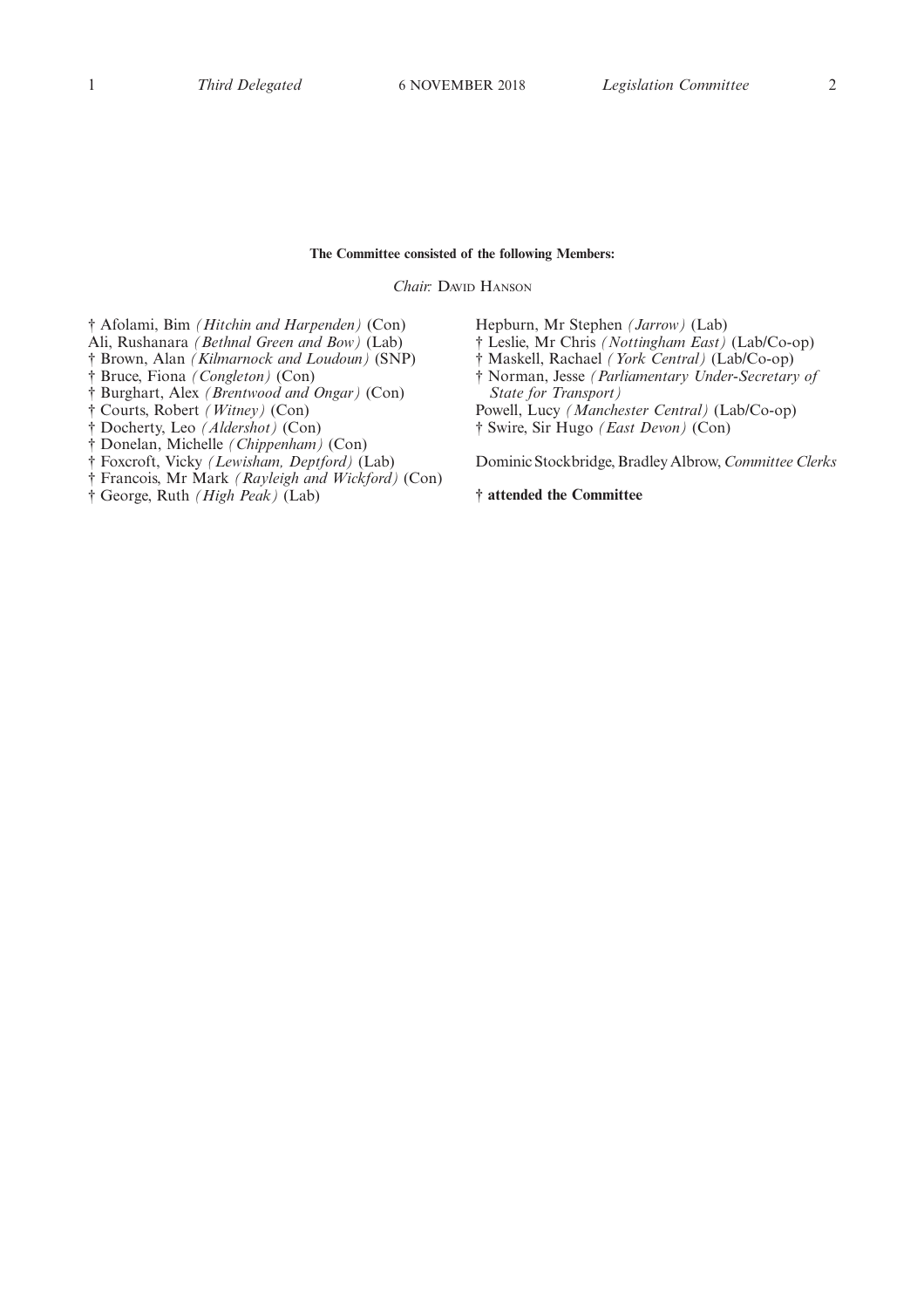**The Committee consisted of the following Members:**

*Chair:* David Hanson

† Afolami, Bim *(Hitchin and Harpenden)* (Con)
Ali, Rushanara *(Bethnal Green and Bow)* (Lab)
† Brown, Alan *(Kilmarnock and Loudoun)* (SNP)
† Bruce, Fiona *(Congleton)* (Con)
† Burghart, Alex *(Brentwood and Ongar)* (Con)
† Courts, Robert *(Witney)* (Con)
† Docherty, Leo *(Aldershot)* (Con)
† Donelan, Michelle *(Chippenham)* (Con)
† Foxcroft, Vicky *(Lewisham, Deptford)* (Lab)
† Francois, Mr Mark *(Rayleigh and Wickford)* (Con)
† George, Ruth *(High Peak)* (Lab)
Hepburn, Mr Stephen *(Jarrow)* (Lab)
† Leslie, Mr Chris *(Nottingham East)* (Lab/Co-op)
† Maskell, Rachael *(York Central)* (Lab/Co-op)
† Norman, Jesse *(Parliamentary Under-Secretary of State for Transport)*
Powell, Lucy *(Manchester Central)* (Lab/Co-op)
† Swire, Sir Hugo *(East Devon)* (Con)

Dominic Stockbridge, Bradley Albrow, *Committee Clerks*

**† attended the Committee**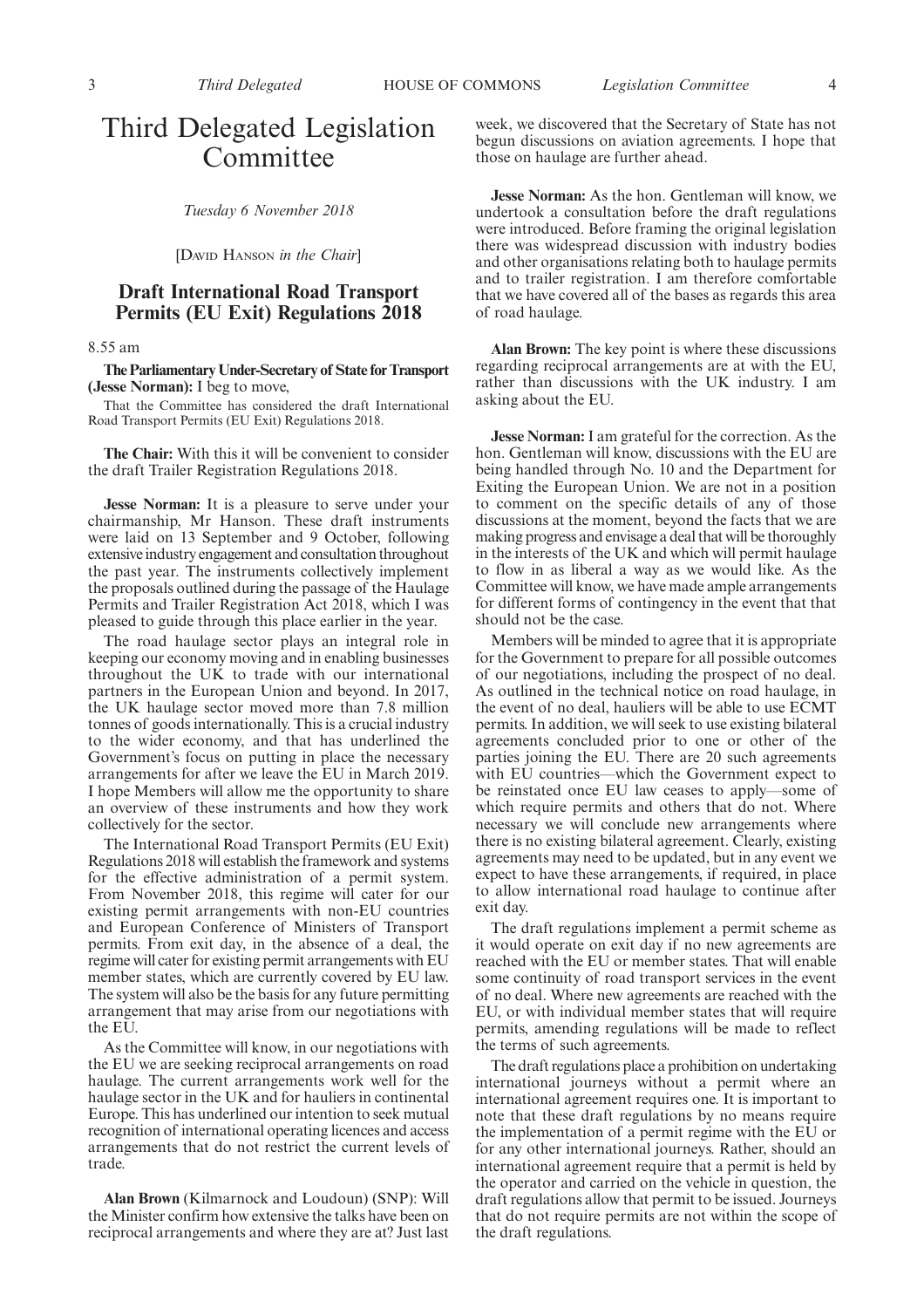# Third Delegated Legislation Committee

*Tuesday 6 November 2018*

[David Hanson *in the Chair*]

## Draft International Road Transport Permits (EU Exit) Regulations 2018

8.55 am

**The Parliamentary Under-Secretary of State for Transport (Jesse Norman):** I beg to move,

That the Committee has considered the draft International Road Transport Permits (EU Exit) Regulations 2018.

**The Chair:** With this it will be convenient to consider the draft Trailer Registration Regulations 2018.

**Jesse Norman:** It is a pleasure to serve under your chairmanship, Mr Hanson. These draft instruments were laid on 13 September and 9 October, following extensive industry engagement and consultation throughout the past year. The instruments collectively implement the proposals outlined during the passage of the Haulage Permits and Trailer Registration Act 2018, which I was pleased to guide through this place earlier in the year.

The road haulage sector plays an integral role in keeping our economy moving and in enabling businesses throughout the UK to trade with our international partners in the European Union and beyond. In 2017, the UK haulage sector moved more than 7.8 million tonnes of goods internationally. This is a crucial industry to the wider economy, and that has underlined the Government's focus on putting in place the necessary arrangements for after we leave the EU in March 2019. I hope Members will allow me the opportunity to share an overview of these instruments and how they work collectively for the sector.

The International Road Transport Permits (EU Exit) Regulations 2018 will establish the framework and systems for the effective administration of a permit system. From November 2018, this regime will cater for our existing permit arrangements with non-EU countries and European Conference of Ministers of Transport permits. From exit day, in the absence of a deal, the regime will cater for existing permit arrangements with EU member states, which are currently covered by EU law. The system will also be the basis for any future permitting arrangement that may arise from our negotiations with the EU.

As the Committee will know, in our negotiations with the EU we are seeking reciprocal arrangements on road haulage. The current arrangements work well for the haulage sector in the UK and for hauliers in continental Europe. This has underlined our intention to seek mutual recognition of international operating licences and access arrangements that do not restrict the current levels of trade.

**Alan Brown** (Kilmarnock and Loudoun) (SNP): Will the Minister confirm how extensive the talks have been on reciprocal arrangements and where they are at? Just last week, we discovered that the Secretary of State has not begun discussions on aviation agreements. I hope that those on haulage are further ahead.

**Jesse Norman:** As the hon. Gentleman will know, we undertook a consultation before the draft regulations were introduced. Before framing the original legislation there was widespread discussion with industry bodies and other organisations relating both to haulage permits and to trailer registration. I am therefore comfortable that we have covered all of the bases as regards this area of road haulage.

**Alan Brown:** The key point is where these discussions regarding reciprocal arrangements are at with the EU, rather than discussions with the UK industry. I am asking about the EU.

**Jesse Norman:** I am grateful for the correction. As the hon. Gentleman will know, discussions with the EU are being handled through No. 10 and the Department for Exiting the European Union. We are not in a position to comment on the specific details of any of those discussions at the moment, beyond the facts that we are making progress and envisage a deal that will be thoroughly in the interests of the UK and which will permit haulage to flow in as liberal a way as we would like. As the Committee will know, we have made ample arrangements for different forms of contingency in the event that that should not be the case.

Members will be minded to agree that it is appropriate for the Government to prepare for all possible outcomes of our negotiations, including the prospect of no deal. As outlined in the technical notice on road haulage, in the event of no deal, hauliers will be able to use ECMT permits. In addition, we will seek to use existing bilateral agreements concluded prior to one or other of the parties joining the EU. There are 20 such agreements with EU countries—which the Government expect to be reinstated once EU law ceases to apply—some of which require permits and others that do not. Where necessary we will conclude new arrangements where there is no existing bilateral agreement. Clearly, existing agreements may need to be updated, but in any event we expect to have these arrangements, if required, in place to allow international road haulage to continue after exit day.

The draft regulations implement a permit scheme as it would operate on exit day if no new agreements are reached with the EU or member states. That will enable some continuity of road transport services in the event of no deal. Where new agreements are reached with the EU, or with individual member states that will require permits, amending regulations will be made to reflect the terms of such agreements.

The draft regulations place a prohibition on undertaking international journeys without a permit where an international agreement requires one. It is important to note that these draft regulations by no means require the implementation of a permit regime with the EU or for any other international journeys. Rather, should an international agreement require that a permit is held by the operator and carried on the vehicle in question, the draft regulations allow that permit to be issued. Journeys that do not require permits are not within the scope of the draft regulations.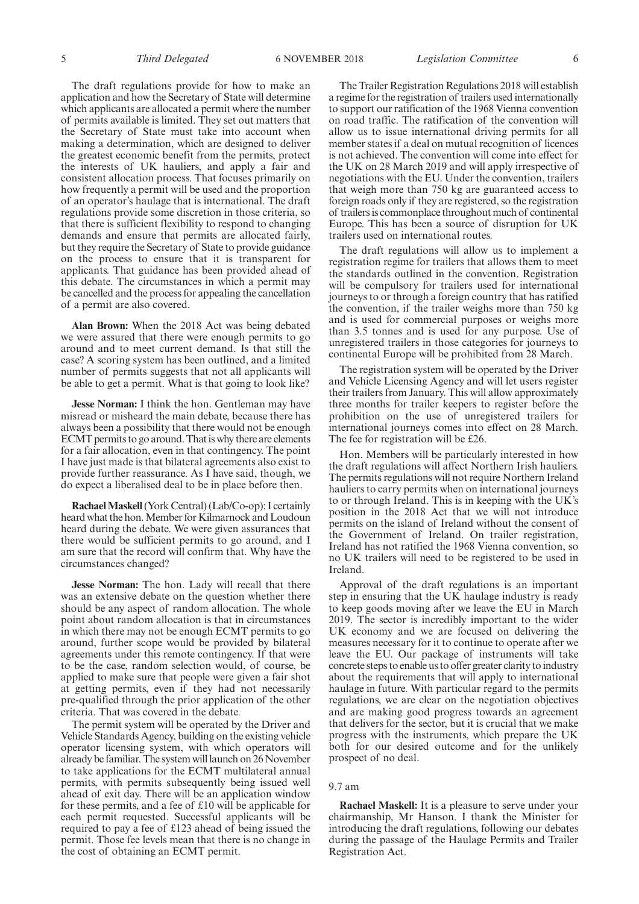The draft regulations provide for how to make an application and how the Secretary of State will determine which applicants are allocated a permit where the number of permits available is limited. They set out matters that the Secretary of State must take into account when making a determination, which are designed to deliver the greatest economic benefit from the permits, protect the interests of UK hauliers, and apply a fair and consistent allocation process. That focuses primarily on how frequently a permit will be used and the proportion of an operator's haulage that is international. The draft regulations provide some discretion in those criteria, so that there is sufficient flexibility to respond to changing demands and ensure that permits are allocated fairly, but they require the Secretary of State to provide guidance on the process to ensure that it is transparent for applicants. That guidance has been provided ahead of this debate. The circumstances in which a permit may be cancelled and the process for appealing the cancellation of a permit are also covered.

**Alan Brown:** When the 2018 Act was being debated we were assured that there were enough permits to go around and to meet current demand. Is that still the case? A scoring system has been outlined, and a limited number of permits suggests that not all applicants will be able to get a permit. What is that going to look like?

**Jesse Norman:** I think the hon. Gentleman may have misread or misheard the main debate, because there has always been a possibility that there would not be enough ECMT permits to go around. That is why there are elements for a fair allocation, even in that contingency. The point I have just made is that bilateral agreements also exist to provide further reassurance. As I have said, though, we do expect a liberalised deal to be in place before then.

**Rachael Maskell** (York Central) (Lab/Co-op): I certainly heard what the hon. Member for Kilmarnock and Loudoun heard during the debate. We were given assurances that there would be sufficient permits to go around, and I am sure that the record will confirm that. Why have the circumstances changed?

**Jesse Norman:** The hon. Lady will recall that there was an extensive debate on the question whether there should be any aspect of random allocation. The whole point about random allocation is that in circumstances in which there may not be enough ECMT permits to go around, further scope would be provided by bilateral agreements under this remote contingency. If that were to be the case, random selection would, of course, be applied to make sure that people were given a fair shot at getting permits, even if they had not necessarily pre-qualified through the prior application of the other criteria. That was covered in the debate.

The permit system will be operated by the Driver and Vehicle Standards Agency, building on the existing vehicle operator licensing system, with which operators will already be familiar. The system will launch on 26 November to take applications for the ECMT multilateral annual permits, with permits subsequently being issued well ahead of exit day. There will be an application window for these permits, and a fee of £10 will be applicable for each permit requested. Successful applicants will be required to pay a fee of £123 ahead of being issued the permit. Those fee levels mean that there is no change in the cost of obtaining an ECMT permit.

The Trailer Registration Regulations 2018 will establish a regime for the registration of trailers used internationally to support our ratification of the 1968 Vienna convention on road traffic. The ratification of the convention will allow us to issue international driving permits for all member states if a deal on mutual recognition of licences is not achieved. The convention will come into effect for the UK on 28 March 2019 and will apply irrespective of negotiations with the EU. Under the convention, trailers that weigh more than 750 kg are guaranteed access to foreign roads only if they are registered, so the registration of trailers is commonplace throughout much of continental Europe. This has been a source of disruption for UK trailers used on international routes.

The draft regulations will allow us to implement a registration regime for trailers that allows them to meet the standards outlined in the convention. Registration will be compulsory for trailers used for international journeys to or through a foreign country that has ratified the convention, if the trailer weighs more than 750 kg and is used for commercial purposes or weighs more than 3.5 tonnes and is used for any purpose. Use of unregistered trailers in those categories for journeys to continental Europe will be prohibited from 28 March.

The registration system will be operated by the Driver and Vehicle Licensing Agency and will let users register their trailers from January. This will allow approximately three months for trailer keepers to register before the prohibition on the use of unregistered trailers for international journeys comes into effect on 28 March. The fee for registration will be £26.

Hon. Members will be particularly interested in how the draft regulations will affect Northern Irish hauliers. The permits regulations will not require Northern Ireland hauliers to carry permits when on international journeys to or through Ireland. This is in keeping with the UK's position in the 2018 Act that we will not introduce permits on the island of Ireland without the consent of the Government of Ireland. On trailer registration, Ireland has not ratified the 1968 Vienna convention, so no UK trailers will need to be registered to be used in Ireland.

Approval of the draft regulations is an important step in ensuring that the UK haulage industry is ready to keep goods moving after we leave the EU in March 2019. The sector is incredibly important to the wider UK economy and we are focused on delivering the measures necessary for it to continue to operate after we leave the EU. Our package of instruments will take concrete steps to enable us to offer greater clarity to industry about the requirements that will apply to international haulage in future. With particular regard to the permits regulations, we are clear on the negotiation objectives and are making good progress towards an agreement that delivers for the sector, but it is crucial that we make progress with the instruments, which prepare the UK both for our desired outcome and for the unlikely prospect of no deal.

9.7 am

**Rachael Maskell:** It is a pleasure to serve under your chairmanship, Mr Hanson. I thank the Minister for introducing the draft regulations, following our debates during the passage of the Haulage Permits and Trailer Registration Act.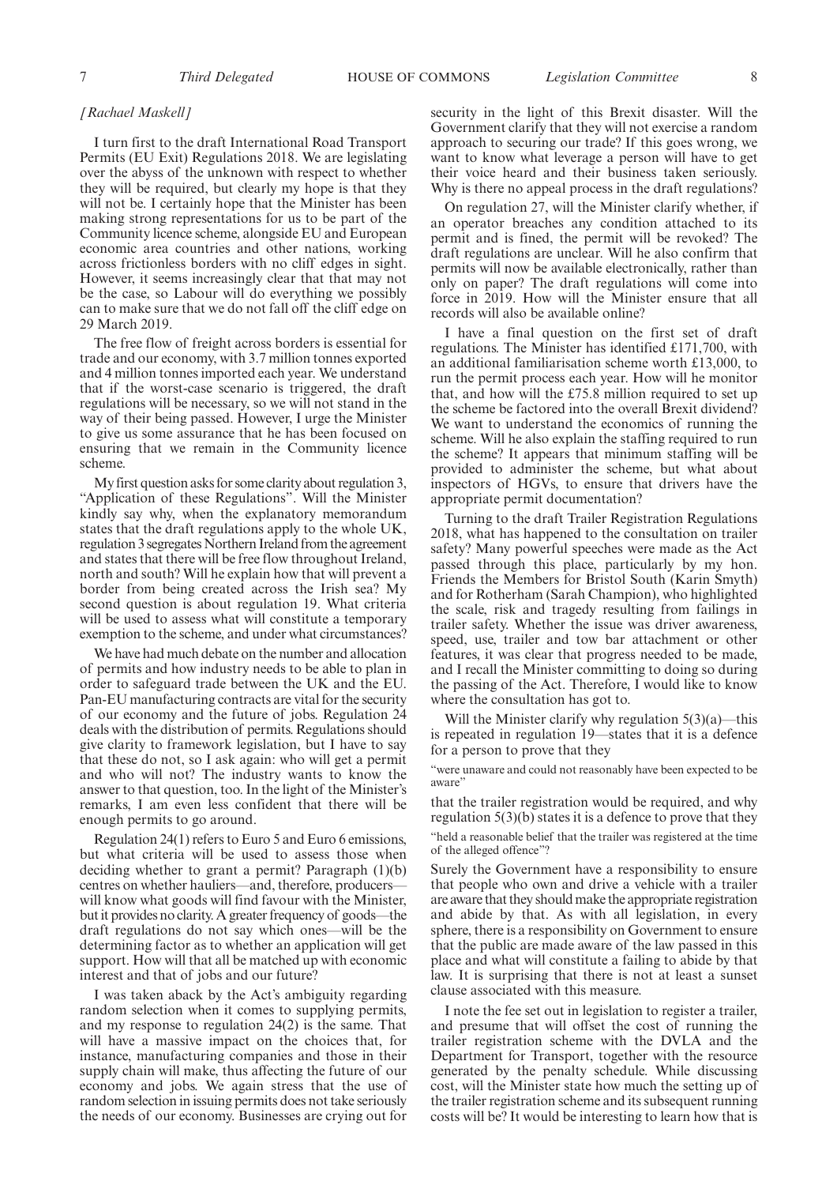*[Rachael Maskell]*

I turn first to the draft International Road Transport Permits (EU Exit) Regulations 2018. We are legislating over the abyss of the unknown with respect to whether they will be required, but clearly my hope is that they will not be. I certainly hope that the Minister has been making strong representations for us to be part of the Community licence scheme, alongside EU and European economic area countries and other nations, working across frictionless borders with no cliff edges in sight. However, it seems increasingly clear that that may not be the case, so Labour will do everything we possibly can to make sure that we do not fall off the cliff edge on 29 March 2019.

The free flow of freight across borders is essential for trade and our economy, with 3.7 million tonnes exported and 4 million tonnes imported each year. We understand that if the worst-case scenario is triggered, the draft regulations will be necessary, so we will not stand in the way of their being passed. However, I urge the Minister to give us some assurance that he has been focused on ensuring that we remain in the Community licence scheme.

My first question asks for some clarity about regulation 3, "Application of these Regulations". Will the Minister kindly say why, when the explanatory memorandum states that the draft regulations apply to the whole UK, regulation 3 segregates Northern Ireland from the agreement and states that there will be free flow throughout Ireland, north and south? Will he explain how that will prevent a border from being created across the Irish sea? My second question is about regulation 19. What criteria will be used to assess what will constitute a temporary exemption to the scheme, and under what circumstances?

We have had much debate on the number and allocation of permits and how industry needs to be able to plan in order to safeguard trade between the UK and the EU. Pan-EU manufacturing contracts are vital for the security of our economy and the future of jobs. Regulation 24 deals with the distribution of permits. Regulations should give clarity to framework legislation, but I have to say that these do not, so I ask again: who will get a permit and who will not? The industry wants to know the answer to that question, too. In the light of the Minister's remarks, I am even less confident that there will be enough permits to go around.

Regulation 24(1) refers to Euro 5 and Euro 6 emissions, but what criteria will be used to assess those when deciding whether to grant a permit? Paragraph (1)(b) centres on whether hauliers—and, therefore, producers—will know what goods will find favour with the Minister, but it provides no clarity. A greater frequency of goods—the draft regulations do not say which ones—will be the determining factor as to whether an application will get support. How will that all be matched up with economic interest and that of jobs and our future?

I was taken aback by the Act's ambiguity regarding random selection when it comes to supplying permits, and my response to regulation 24(2) is the same. That will have a massive impact on the choices that, for instance, manufacturing companies and those in their supply chain will make, thus affecting the future of our economy and jobs. We again stress that the use of random selection in issuing permits does not take seriously the needs of our economy. Businesses are crying out for security in the light of this Brexit disaster. Will the Government clarify that they will not exercise a random approach to securing our trade? If this goes wrong, we want to know what leverage a person will have to get their voice heard and their business taken seriously. Why is there no appeal process in the draft regulations?

On regulation 27, will the Minister clarify whether, if an operator breaches any condition attached to its permit and is fined, the permit will be revoked? The draft regulations are unclear. Will he also confirm that permits will now be available electronically, rather than only on paper? The draft regulations will come into force in 2019. How will the Minister ensure that all records will also be available online?

I have a final question on the first set of draft regulations. The Minister has identified £171,700, with an additional familiarisation scheme worth £13,000, to run the permit process each year. How will he monitor that, and how will the £75.8 million required to set up the scheme be factored into the overall Brexit dividend? We want to understand the economics of running the scheme. Will he also explain the staffing required to run the scheme? It appears that minimum staffing will be provided to administer the scheme, but what about inspectors of HGVs, to ensure that drivers have the appropriate permit documentation?

Turning to the draft Trailer Registration Regulations 2018, what has happened to the consultation on trailer safety? Many powerful speeches were made as the Act passed through this place, particularly by my hon. Friends the Members for Bristol South (Karin Smyth) and for Rotherham (Sarah Champion), who highlighted the scale, risk and tragedy resulting from failings in trailer safety. Whether the issue was driver awareness, speed, use, trailer and tow bar attachment or other features, it was clear that progress needed to be made, and I recall the Minister committing to doing so during the passing of the Act. Therefore, I would like to know where the consultation has got to.

Will the Minister clarify why regulation 5(3)(a)—this is repeated in regulation 19—states that it is a defence for a person to prove that they

"were unaware and could not reasonably have been expected to be aware"

that the trailer registration would be required, and why regulation 5(3)(b) states it is a defence to prove that they

"held a reasonable belief that the trailer was registered at the time of the alleged offence"?

Surely the Government have a responsibility to ensure that people who own and drive a vehicle with a trailer are aware that they should make the appropriate registration and abide by that. As with all legislation, in every sphere, there is a responsibility on Government to ensure that the public are made aware of the law passed in this place and what will constitute a failing to abide by that law. It is surprising that there is not at least a sunset clause associated with this measure.

I note the fee set out in legislation to register a trailer, and presume that will offset the cost of running the trailer registration scheme with the DVLA and the Department for Transport, together with the resource generated by the penalty schedule. While discussing cost, will the Minister state how much the setting up of the trailer registration scheme and its subsequent running costs will be? It would be interesting to learn how that is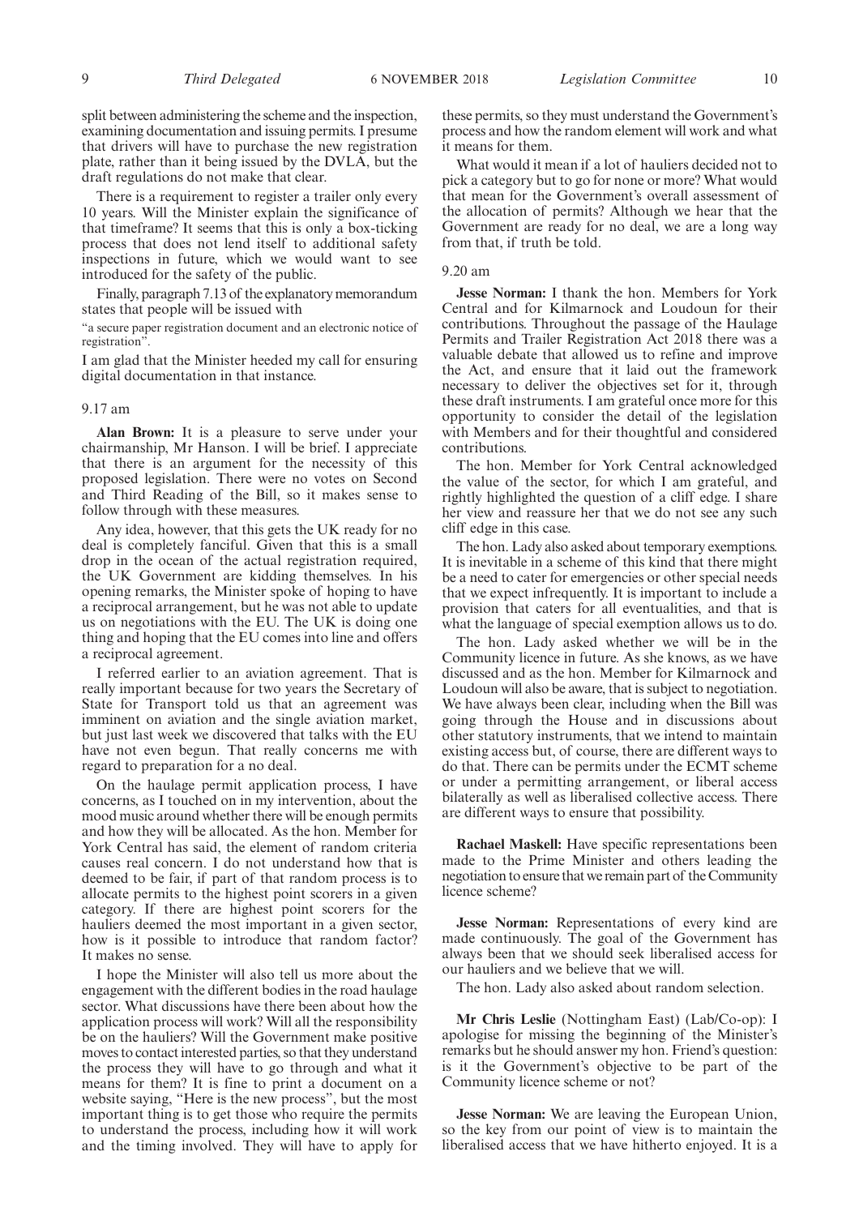split between administering the scheme and the inspection, examining documentation and issuing permits. I presume that drivers will have to purchase the new registration plate, rather than it being issued by the DVLA, but the draft regulations do not make that clear.

There is a requirement to register a trailer only every 10 years. Will the Minister explain the significance of that timeframe? It seems that this is only a box-ticking process that does not lend itself to additional safety inspections in future, which we would want to see introduced for the safety of the public.

Finally, paragraph 7.13 of the explanatory memorandum states that people will be issued with

"a secure paper registration document and an electronic notice of registration".

I am glad that the Minister heeded my call for ensuring digital documentation in that instance.

9.17 am

**Alan Brown:** It is a pleasure to serve under your chairmanship, Mr Hanson. I will be brief. I appreciate that there is an argument for the necessity of this proposed legislation. There were no votes on Second and Third Reading of the Bill, so it makes sense to follow through with these measures.

Any idea, however, that this gets the UK ready for no deal is completely fanciful. Given that this is a small drop in the ocean of the actual registration required, the UK Government are kidding themselves. In his opening remarks, the Minister spoke of hoping to have a reciprocal arrangement, but he was not able to update us on negotiations with the EU. The UK is doing one thing and hoping that the EU comes into line and offers a reciprocal agreement.

I referred earlier to an aviation agreement. That is really important because for two years the Secretary of State for Transport told us that an agreement was imminent on aviation and the single aviation market, but just last week we discovered that talks with the EU have not even begun. That really concerns me with regard to preparation for a no deal.

On the haulage permit application process, I have concerns, as I touched on in my intervention, about the mood music around whether there will be enough permits and how they will be allocated. As the hon. Member for York Central has said, the element of random criteria causes real concern. I do not understand how that is deemed to be fair, if part of that random process is to allocate permits to the highest point scorers in a given category. If there are highest point scorers for the hauliers deemed the most important in a given sector, how is it possible to introduce that random factor? It makes no sense.

I hope the Minister will also tell us more about the engagement with the different bodies in the road haulage sector. What discussions have there been about how the application process will work? Will all the responsibility be on the hauliers? Will the Government make positive moves to contact interested parties, so that they understand the process they will have to go through and what it means for them? It is fine to print a document on a website saying, "Here is the new process", but the most important thing is to get those who require the permits to understand the process, including how it will work and the timing involved. They will have to apply for these permits, so they must understand the Government's process and how the random element will work and what it means for them.

What would it mean if a lot of hauliers decided not to pick a category but to go for none or more? What would that mean for the Government's overall assessment of the allocation of permits? Although we hear that the Government are ready for no deal, we are a long way from that, if truth be told.

9.20 am

**Jesse Norman:** I thank the hon. Members for York Central and for Kilmarnock and Loudoun for their contributions. Throughout the passage of the Haulage Permits and Trailer Registration Act 2018 there was a valuable debate that allowed us to refine and improve the Act, and ensure that it laid out the framework necessary to deliver the objectives set for it, through these draft instruments. I am grateful once more for this opportunity to consider the detail of the legislation with Members and for their thoughtful and considered contributions.

The hon. Member for York Central acknowledged the value of the sector, for which I am grateful, and rightly highlighted the question of a cliff edge. I share her view and reassure her that we do not see any such cliff edge in this case.

The hon. Lady also asked about temporary exemptions. It is inevitable in a scheme of this kind that there might be a need to cater for emergencies or other special needs that we expect infrequently. It is important to include a provision that caters for all eventualities, and that is what the language of special exemption allows us to do.

The hon. Lady asked whether we will be in the Community licence in future. As she knows, as we have discussed and as the hon. Member for Kilmarnock and Loudoun will also be aware, that is subject to negotiation. We have always been clear, including when the Bill was going through the House and in discussions about other statutory instruments, that we intend to maintain existing access but, of course, there are different ways to do that. There can be permits under the ECMT scheme or under a permitting arrangement, or liberal access bilaterally as well as liberalised collective access. There are different ways to ensure that possibility.

**Rachael Maskell:** Have specific representations been made to the Prime Minister and others leading the negotiation to ensure that we remain part of the Community licence scheme?

**Jesse Norman:** Representations of every kind are made continuously. The goal of the Government has always been that we should seek liberalised access for our hauliers and we believe that we will.

The hon. Lady also asked about random selection.

**Mr Chris Leslie** (Nottingham East) (Lab/Co-op): I apologise for missing the beginning of the Minister's remarks but he should answer my hon. Friend's question: is it the Government's objective to be part of the Community licence scheme or not?

**Jesse Norman:** We are leaving the European Union, so the key from our point of view is to maintain the liberalised access that we have hitherto enjoyed. It is a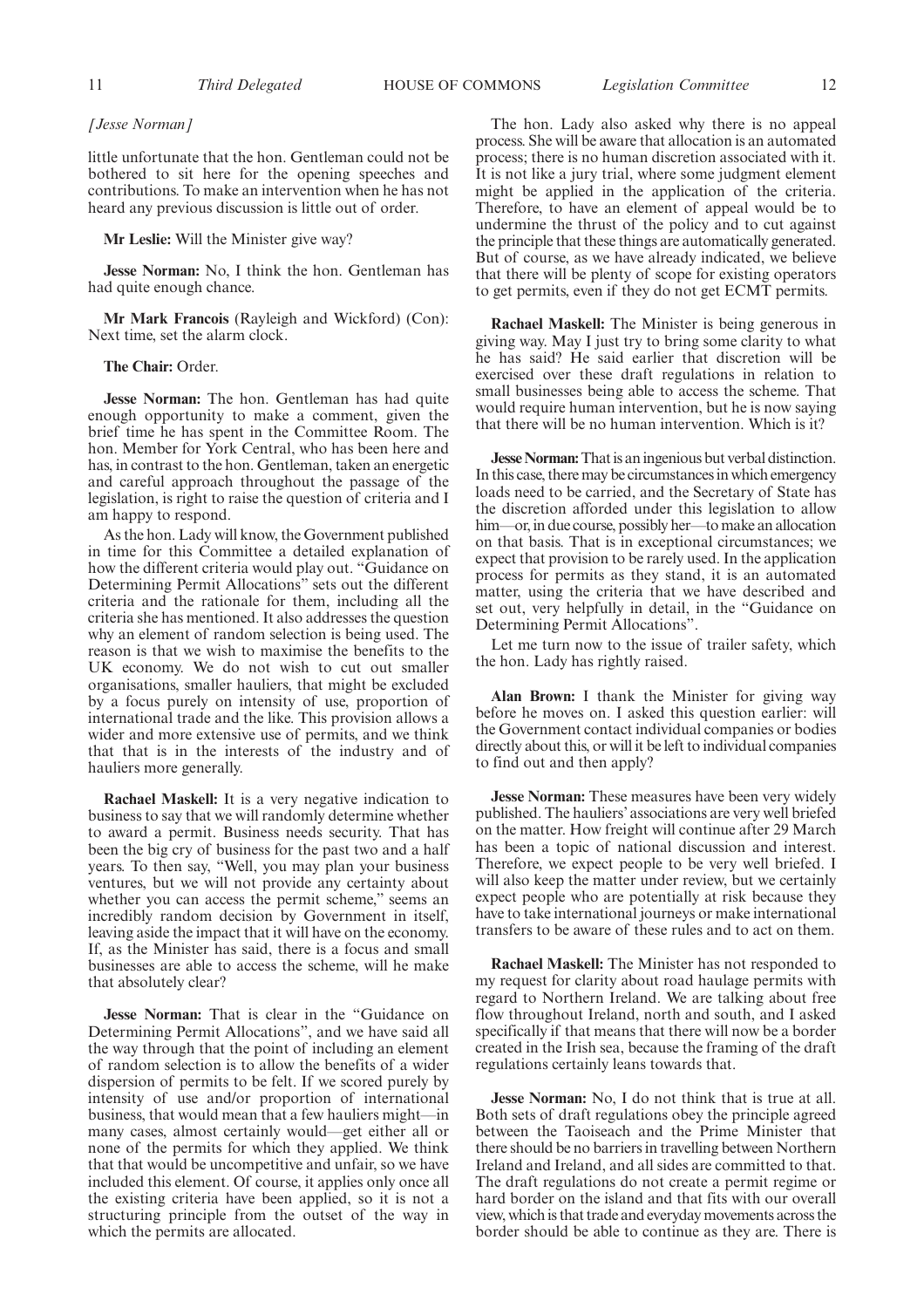*[Jesse Norman]*

little unfortunate that the hon. Gentleman could not be bothered to sit here for the opening speeches and contributions. To make an intervention when he has not heard any previous discussion is little out of order.

**Mr Leslie:** Will the Minister give way?

**Jesse Norman:** No, I think the hon. Gentleman has had quite enough chance.

**Mr Mark Francois** (Rayleigh and Wickford) (Con): Next time, set the alarm clock.

**The Chair:** Order.

**Jesse Norman:** The hon. Gentleman has had quite enough opportunity to make a comment, given the brief time he has spent in the Committee Room. The hon. Member for York Central, who has been here and has, in contrast to the hon. Gentleman, taken an energetic and careful approach throughout the passage of the legislation, is right to raise the question of criteria and I am happy to respond.

As the hon. Lady will know, the Government published in time for this Committee a detailed explanation of how the different criteria would play out. "Guidance on Determining Permit Allocations" sets out the different criteria and the rationale for them, including all the criteria she has mentioned. It also addresses the question why an element of random selection is being used. The reason is that we wish to maximise the benefits to the UK economy. We do not wish to cut out smaller organisations, smaller hauliers, that might be excluded by a focus purely on intensity of use, proportion of international trade and the like. This provision allows a wider and more extensive use of permits, and we think that that is in the interests of the industry and of hauliers more generally.

**Rachael Maskell:** It is a very negative indication to business to say that we will randomly determine whether to award a permit. Business needs security. That has been the big cry of business for the past two and a half years. To then say, "Well, you may plan your business ventures, but we will not provide any certainty about whether you can access the permit scheme," seems an incredibly random decision by Government in itself, leaving aside the impact that it will have on the economy. If, as the Minister has said, there is a focus and small businesses are able to access the scheme, will he make that absolutely clear?

**Jesse Norman:** That is clear in the "Guidance on Determining Permit Allocations", and we have said all the way through that the point of including an element of random selection is to allow the benefits of a wider dispersion of permits to be felt. If we scored purely by intensity of use and/or proportion of international business, that would mean that a few hauliers might—in many cases, almost certainly would—get either all or none of the permits for which they applied. We think that that would be uncompetitive and unfair, so we have included this element. Of course, it applies only once all the existing criteria have been applied, so it is not a structuring principle from the outset of the way in which the permits are allocated.

The hon. Lady also asked why there is no appeal process. She will be aware that allocation is an automated process; there is no human discretion associated with it. It is not like a jury trial, where some judgment element might be applied in the application of the criteria. Therefore, to have an element of appeal would be to undermine the thrust of the policy and to cut against the principle that these things are automatically generated. But of course, as we have already indicated, we believe that there will be plenty of scope for existing operators to get permits, even if they do not get ECMT permits.

**Rachael Maskell:** The Minister is being generous in giving way. May I just try to bring some clarity to what he has said? He said earlier that discretion will be exercised over these draft regulations in relation to small businesses being able to access the scheme. That would require human intervention, but he is now saying that there will be no human intervention. Which is it?

**Jesse Norman:** That is an ingenious but verbal distinction. In this case, there may be circumstances in which emergency loads need to be carried, and the Secretary of State has the discretion afforded under this legislation to allow him—or, in due course, possibly her—to make an allocation on that basis. That is in exceptional circumstances; we expect that provision to be rarely used. In the application process for permits as they stand, it is an automated matter, using the criteria that we have described and set out, very helpfully in detail, in the "Guidance on Determining Permit Allocations".

Let me turn now to the issue of trailer safety, which the hon. Lady has rightly raised.

**Alan Brown:** I thank the Minister for giving way before he moves on. I asked this question earlier: will the Government contact individual companies or bodies directly about this, or will it be left to individual companies to find out and then apply?

**Jesse Norman:** These measures have been very widely published. The hauliers' associations are very well briefed on the matter. How freight will continue after 29 March has been a topic of national discussion and interest. Therefore, we expect people to be very well briefed. I will also keep the matter under review, but we certainly expect people who are potentially at risk because they have to take international journeys or make international transfers to be aware of these rules and to act on them.

**Rachael Maskell:** The Minister has not responded to my request for clarity about road haulage permits with regard to Northern Ireland. We are talking about free flow throughout Ireland, north and south, and I asked specifically if that means that there will now be a border created in the Irish sea, because the framing of the draft regulations certainly leans towards that.

**Jesse Norman:** No, I do not think that is true at all. Both sets of draft regulations obey the principle agreed between the Taoiseach and the Prime Minister that there should be no barriers in travelling between Northern Ireland and Ireland, and all sides are committed to that. The draft regulations do not create a permit regime or hard border on the island and that fits with our overall view, which is that trade and everyday movements across the border should be able to continue as they are. There is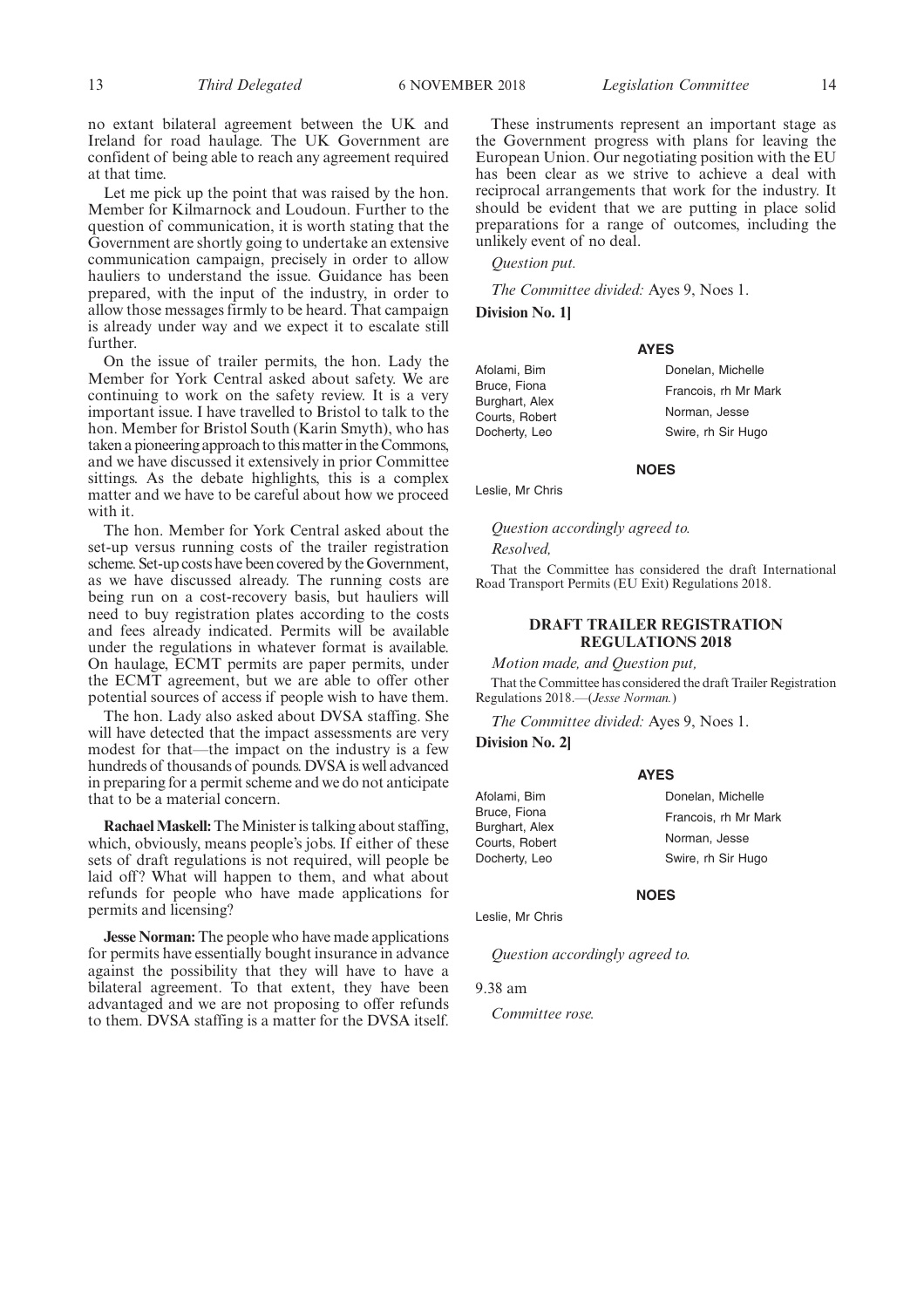no extant bilateral agreement between the UK and Ireland for road haulage. The UK Government are confident of being able to reach any agreement required at that time.

Let me pick up the point that was raised by the hon. Member for Kilmarnock and Loudoun. Further to the question of communication, it is worth stating that the Government are shortly going to undertake an extensive communication campaign, precisely in order to allow hauliers to understand the issue. Guidance has been prepared, with the input of the industry, in order to allow those messages firmly to be heard. That campaign is already under way and we expect it to escalate still further.

On the issue of trailer permits, the hon. Lady the Member for York Central asked about safety. We are continuing to work on the safety review. It is a very important issue. I have travelled to Bristol to talk to the hon. Member for Bristol South (Karin Smyth), who has taken a pioneering approach to this matter in the Commons, and we have discussed it extensively in prior Committee sittings. As the debate highlights, this is a complex matter and we have to be careful about how we proceed with it.

The hon. Member for York Central asked about the set-up versus running costs of the trailer registration scheme. Set-up costs have been covered by the Government, as we have discussed already. The running costs are being run on a cost-recovery basis, but hauliers will need to buy registration plates according to the costs and fees already indicated. Permits will be available under the regulations in whatever format is available. On haulage, ECMT permits are paper permits, under the ECMT agreement, but we are able to offer other potential sources of access if people wish to have them.

The hon. Lady also asked about DVSA staffing. She will have detected that the impact assessments are very modest for that—the impact on the industry is a few hundreds of thousands of pounds. DVSA is well advanced in preparing for a permit scheme and we do not anticipate that to be a material concern.

**Rachael Maskell:** The Minister is talking about staffing, which, obviously, means people's jobs. If either of these sets of draft regulations is not required, will people be laid off? What will happen to them, and what about refunds for people who have made applications for permits and licensing?

**Jesse Norman:** The people who have made applications for permits have essentially bought insurance in advance against the possibility that they will have to have a bilateral agreement. To that extent, they have been advantaged and we are not proposing to offer refunds to them. DVSA staffing is a matter for the DVSA itself.

These instruments represent an important stage as the Government progress with plans for leaving the European Union. Our negotiating position with the EU has been clear as we strive to achieve a deal with reciprocal arrangements that work for the industry. It should be evident that we are putting in place solid preparations for a range of outcomes, including the unlikely event of no deal.

*Question put.*

*The Committee divided:* Ayes 9, Noes 1.

**Division No. 1]**

**AYES**

Afolami, Bim
Bruce, Fiona
Burghart, Alex
Courts, Robert
Docherty, Leo
Donelan, Michelle
Francois, rh Mr Mark
Norman, Jesse
Swire, rh Sir Hugo

**NOES**

Leslie, Mr Chris

*Question accordingly agreed to.*

*Resolved,*

That the Committee has considered the draft International Road Transport Permits (EU Exit) Regulations 2018.

## DRAFT TRAILER REGISTRATION REGULATIONS 2018

*Motion made, and Question put,*

That the Committee has considered the draft Trailer Registration Regulations 2018.—(*Jesse Norman.*)

*The Committee divided:* Ayes 9, Noes 1.

**Division No. 2]**

**AYES**

Afolami, Bim
Bruce, Fiona
Burghart, Alex
Courts, Robert
Docherty, Leo
Donelan, Michelle
Francois, rh Mr Mark
Norman, Jesse
Swire, rh Sir Hugo

**NOES**

Leslie, Mr Chris

*Question accordingly agreed to.*

9.38 am

*Committee rose.*